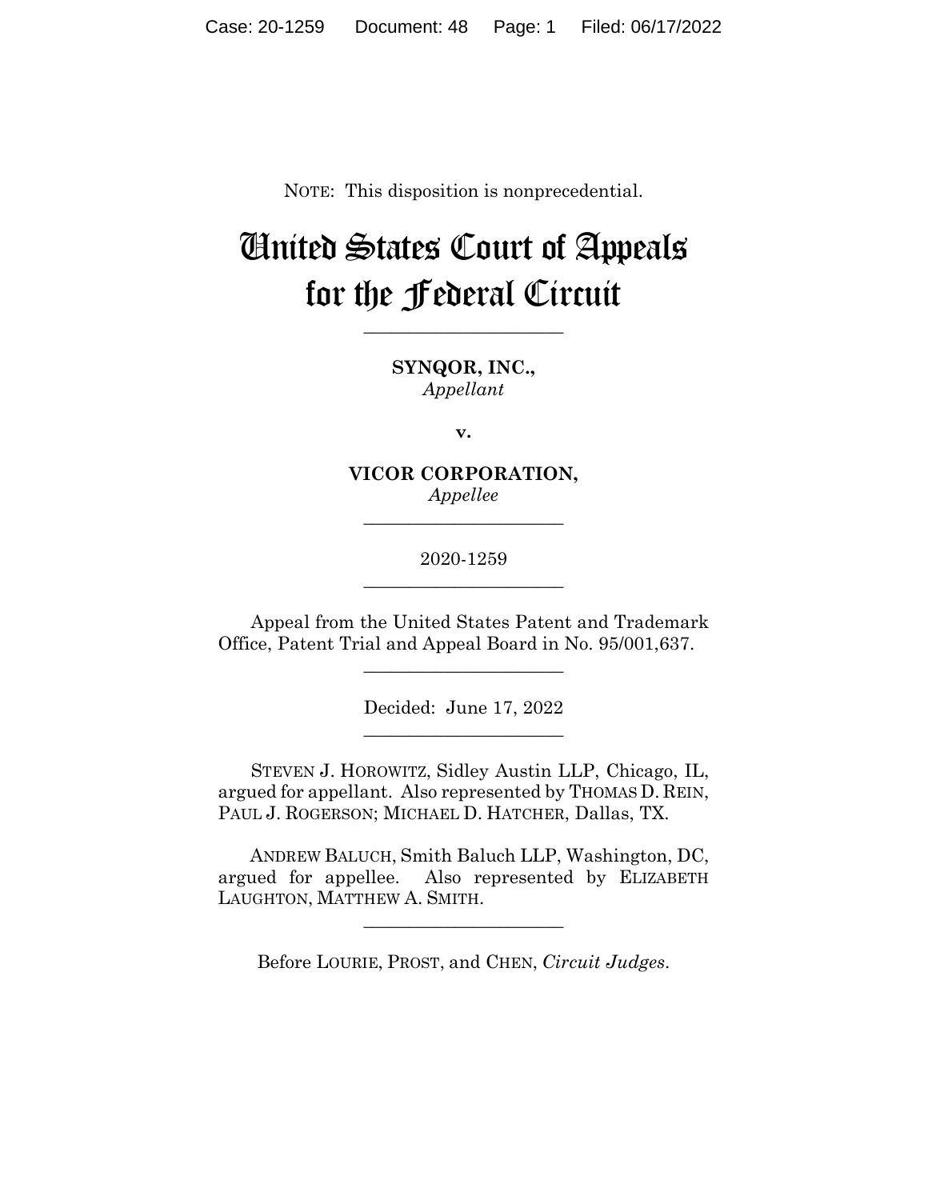NOTE: This disposition is nonprecedential.

# United States Court of Appeals for the Federal Circuit

---

**SYNQOR, INC.,**
*Appellant*

**v.**

**VICOR CORPORATION,**
*Appellee*

---

2020-1259

---

Appeal from the United States Patent and Trademark Office, Patent Trial and Appeal Board in No. 95/001,637.

---

Decided: June 17, 2022

---

STEVEN J. HOROWITZ, Sidley Austin LLP, Chicago, IL, argued for appellant. Also represented by THOMAS D. REIN, PAUL J. ROGERSON; MICHAEL D. HATCHER, Dallas, TX.

ANDREW BALUCH, Smith Baluch LLP, Washington, DC, argued for appellee. Also represented by ELIZABETH LAUGHTON, MATTHEW A. SMITH.

---

Before LOURIE, PROST, and CHEN, *Circuit Judges*.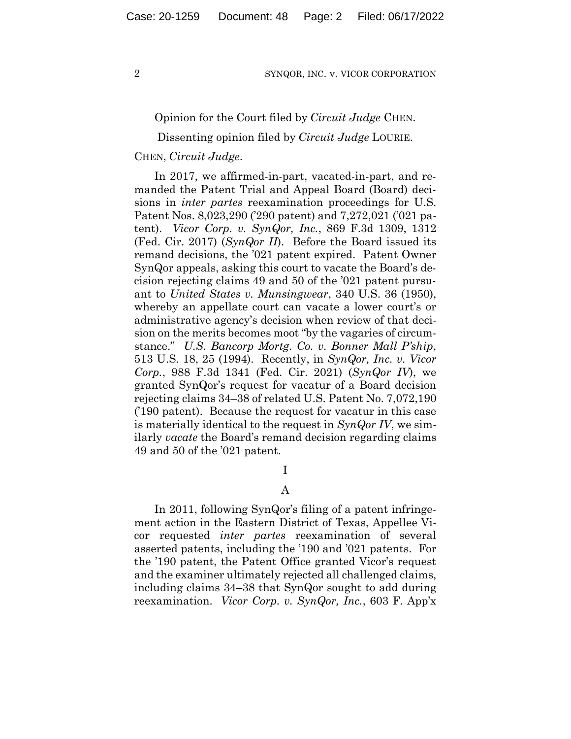Opinion for the Court filed by *Circuit Judge* CHEN.

Dissenting opinion filed by *Circuit Judge* LOURIE.

CHEN, *Circuit Judge*.

In 2017, we affirmed-in-part, vacated-in-part, and remanded the Patent Trial and Appeal Board (Board) decisions in *inter partes* reexamination proceedings for U.S. Patent Nos. 8,023,290 ('290 patent) and 7,272,021 ('021 patent). *Vicor Corp. v. SynQor, Inc.*, 869 F.3d 1309, 1312 (Fed. Cir. 2017) (*SynQor II*). Before the Board issued its remand decisions, the '021 patent expired. Patent Owner SynQor appeals, asking this court to vacate the Board's decision rejecting claims 49 and 50 of the '021 patent pursuant to *United States v. Munsingwear*, 340 U.S. 36 (1950), whereby an appellate court can vacate a lower court's or administrative agency's decision when review of that decision on the merits becomes moot "by the vagaries of circumstance." *U.S. Bancorp Mortg. Co. v. Bonner Mall P'ship*, 513 U.S. 18, 25 (1994). Recently, in *SynQor, Inc. v. Vicor Corp.*, 988 F.3d 1341 (Fed. Cir. 2021) (*SynQor IV*), we granted SynQor's request for vacatur of a Board decision rejecting claims 34–38 of related U.S. Patent No. 7,072,190 ('190 patent). Because the request for vacatur in this case is materially identical to the request in *SynQor IV*, we similarly *vacate* the Board's remand decision regarding claims 49 and 50 of the '021 patent.

# I

## A

In 2011, following SynQor's filing of a patent infringement action in the Eastern District of Texas, Appellee Vicor requested *inter partes* reexamination of several asserted patents, including the '190 and '021 patents. For the '190 patent, the Patent Office granted Vicor's request and the examiner ultimately rejected all challenged claims, including claims 34–38 that SynQor sought to add during reexamination. *Vicor Corp. v. SynQor, Inc.*, 603 F. App'x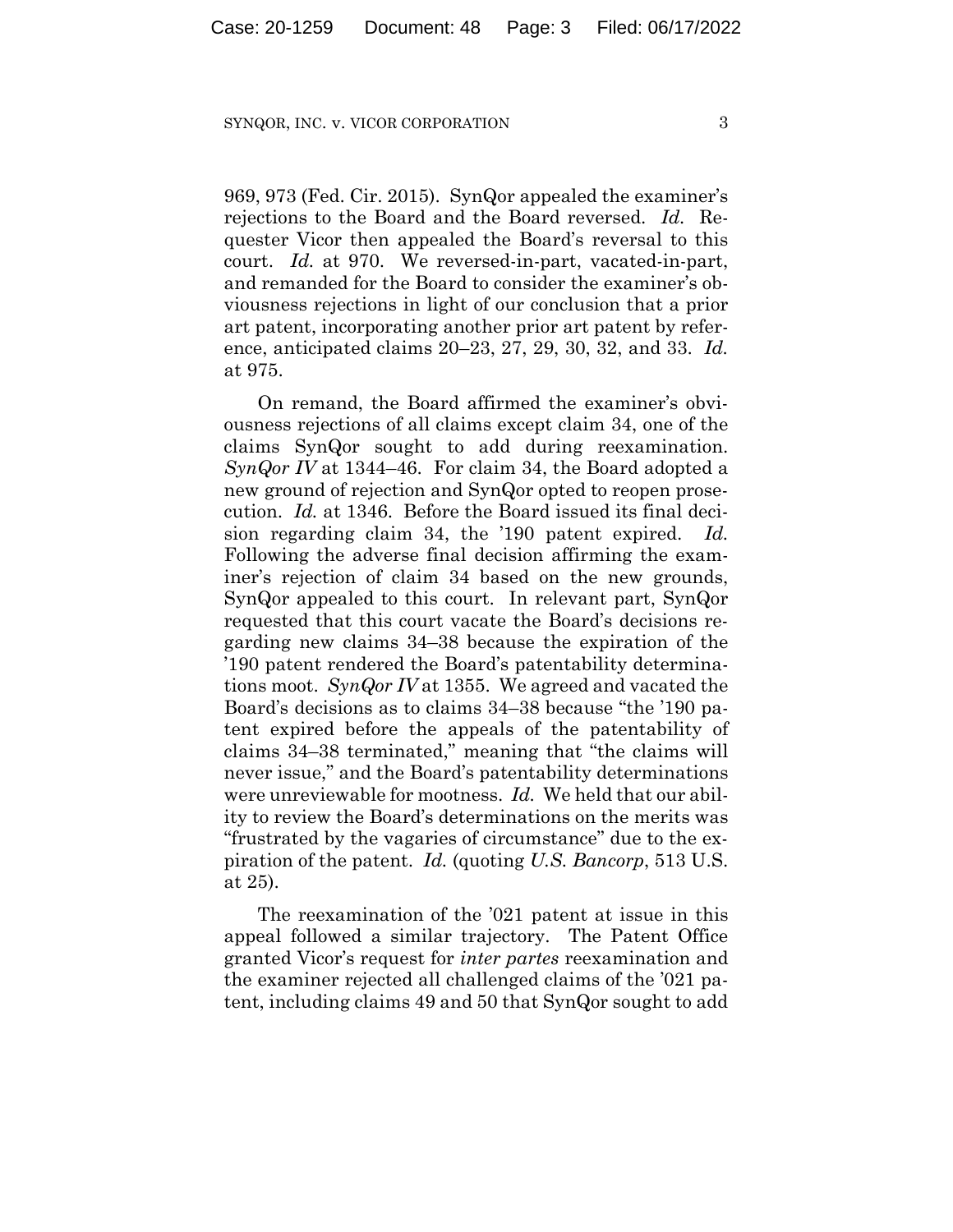969, 973 (Fed. Cir. 2015). SynQor appealed the examiner's rejections to the Board and the Board reversed. *Id.* Requester Vicor then appealed the Board's reversal to this court. *Id.* at 970. We reversed-in-part, vacated-in-part, and remanded for the Board to consider the examiner's obviousness rejections in light of our conclusion that a prior art patent, incorporating another prior art patent by reference, anticipated claims 20–23, 27, 29, 30, 32, and 33. *Id.* at 975.

On remand, the Board affirmed the examiner's obviousness rejections of all claims except claim 34, one of the claims SynQor sought to add during reexamination. *SynQor IV* at 1344–46. For claim 34, the Board adopted a new ground of rejection and SynQor opted to reopen prosecution. *Id.* at 1346. Before the Board issued its final decision regarding claim 34, the '190 patent expired. *Id.* Following the adverse final decision affirming the examiner's rejection of claim 34 based on the new grounds, SynQor appealed to this court. In relevant part, SynQor requested that this court vacate the Board's decisions regarding new claims 34–38 because the expiration of the '190 patent rendered the Board's patentability determinations moot. *SynQor IV* at 1355. We agreed and vacated the Board's decisions as to claims 34–38 because "the '190 patent expired before the appeals of the patentability of claims 34–38 terminated," meaning that "the claims will never issue," and the Board's patentability determinations were unreviewable for mootness. *Id.* We held that our ability to review the Board's determinations on the merits was "frustrated by the vagaries of circumstance" due to the expiration of the patent. *Id.* (quoting *U.S. Bancorp*, 513 U.S. at 25).

The reexamination of the '021 patent at issue in this appeal followed a similar trajectory. The Patent Office granted Vicor's request for *inter partes* reexamination and the examiner rejected all challenged claims of the '021 patent, including claims 49 and 50 that SynQor sought to add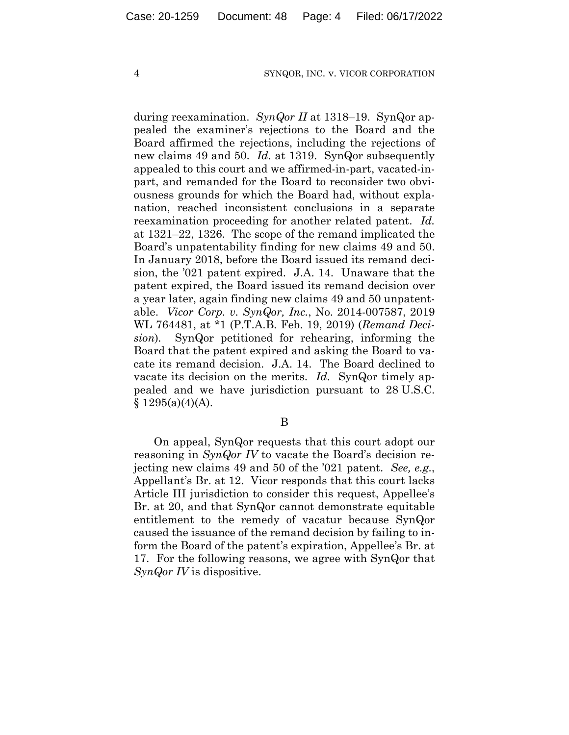during reexamination. *SynQor II* at 1318–19. SynQor appealed the examiner's rejections to the Board and the Board affirmed the rejections, including the rejections of new claims 49 and 50. *Id.* at 1319. SynQor subsequently appealed to this court and we affirmed-in-part, vacated-in-part, and remanded for the Board to reconsider two obviousness grounds for which the Board had, without explanation, reached inconsistent conclusions in a separate reexamination proceeding for another related patent. *Id.* at 1321–22, 1326. The scope of the remand implicated the Board's unpatentability finding for new claims 49 and 50. In January 2018, before the Board issued its remand decision, the '021 patent expired. J.A. 14. Unaware that the patent expired, the Board issued its remand decision over a year later, again finding new claims 49 and 50 unpatentable. *Vicor Corp. v. SynQor, Inc.*, No. 2014-007587, 2019 WL 764481, at *1 (P.T.A.B. Feb. 19, 2019) (*Remand Decision*). SynQor petitioned for rehearing, informing the Board that the patent expired and asking the Board to vacate its remand decision. J.A. 14. The Board declined to vacate its decision on the merits. *Id.* SynQor timely appealed and we have jurisdiction pursuant to 28 U.S.C. § 1295(a)(4)(A).

### B

On appeal, SynQor requests that this court adopt our reasoning in *SynQor IV* to vacate the Board's decision rejecting new claims 49 and 50 of the '021 patent. *See, e.g.*, Appellant's Br. at 12. Vicor responds that this court lacks Article III jurisdiction to consider this request, Appellee's Br. at 20, and that SynQor cannot demonstrate equitable entitlement to the remedy of vacatur because SynQor caused the issuance of the remand decision by failing to inform the Board of the patent's expiration, Appellee's Br. at 17. For the following reasons, we agree with SynQor that *SynQor IV* is dispositive.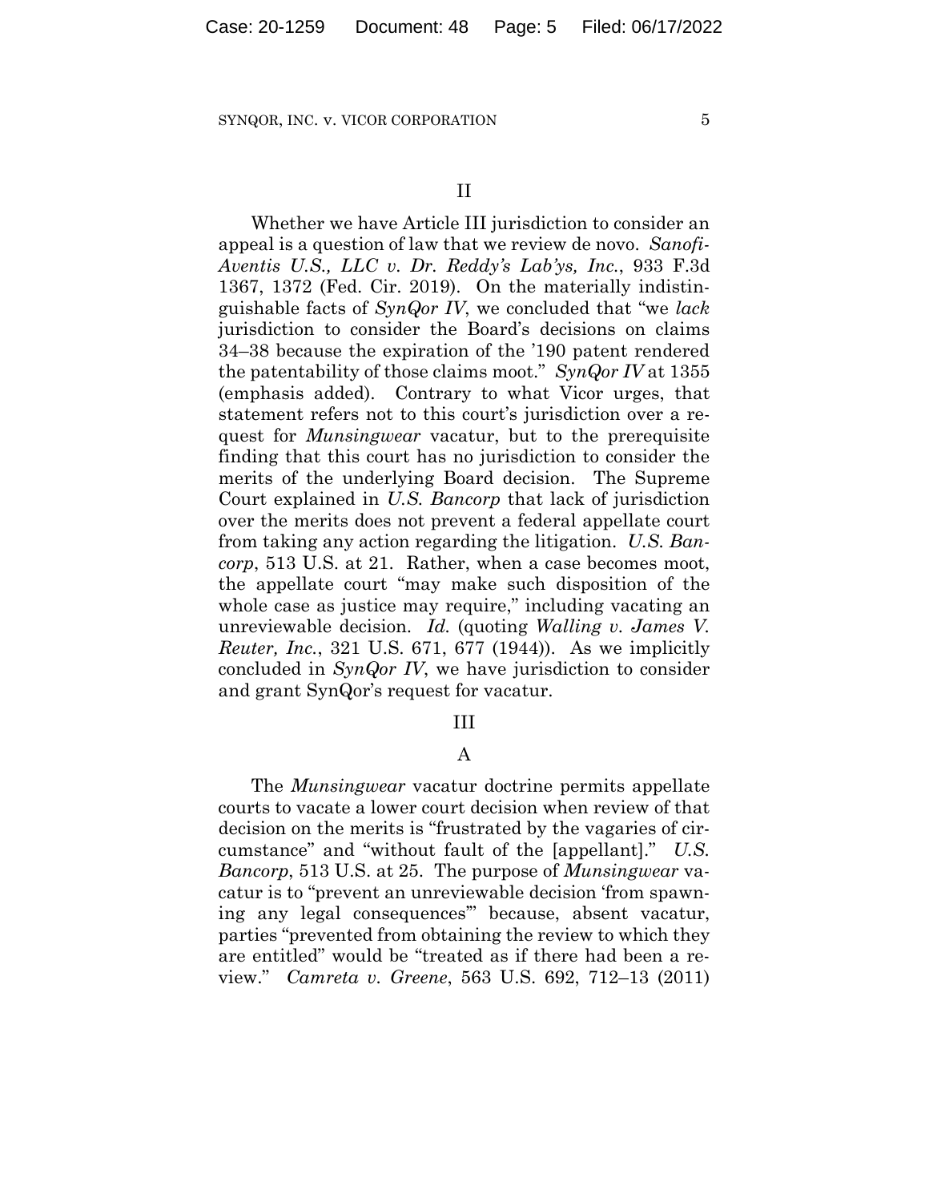## II

Whether we have Article III jurisdiction to consider an appeal is a question of law that we review de novo. *Sanofi-Aventis U.S., LLC v. Dr. Reddy's Lab'ys, Inc.*, 933 F.3d 1367, 1372 (Fed. Cir. 2019). On the materially indistinguishable facts of *SynQor IV*, we concluded that "we *lack* jurisdiction to consider the Board's decisions on claims 34–38 because the expiration of the '190 patent rendered the patentability of those claims moot." *SynQor IV* at 1355 (emphasis added). Contrary to what Vicor urges, that statement refers not to this court's jurisdiction over a request for *Munsingwear* vacatur, but to the prerequisite finding that this court has no jurisdiction to consider the merits of the underlying Board decision. The Supreme Court explained in *U.S. Bancorp* that lack of jurisdiction over the merits does not prevent a federal appellate court from taking any action regarding the litigation. *U.S. Bancorp*, 513 U.S. at 21. Rather, when a case becomes moot, the appellate court "may make such disposition of the whole case as justice may require," including vacating an unreviewable decision. *Id.* (quoting *Walling v. James V. Reuter, Inc.*, 321 U.S. 671, 677 (1944)). As we implicitly concluded in *SynQor IV*, we have jurisdiction to consider and grant SynQor's request for vacatur.

## III

### A

The *Munsingwear* vacatur doctrine permits appellate courts to vacate a lower court decision when review of that decision on the merits is "frustrated by the vagaries of circumstance" and "without fault of the [appellant]." *U.S. Bancorp*, 513 U.S. at 25. The purpose of *Munsingwear* vacatur is to "prevent an unreviewable decision 'from spawning any legal consequences'" because, absent vacatur, parties "prevented from obtaining the review to which they are entitled" would be "treated as if there had been a review." *Camreta v. Greene*, 563 U.S. 692, 712–13 (2011)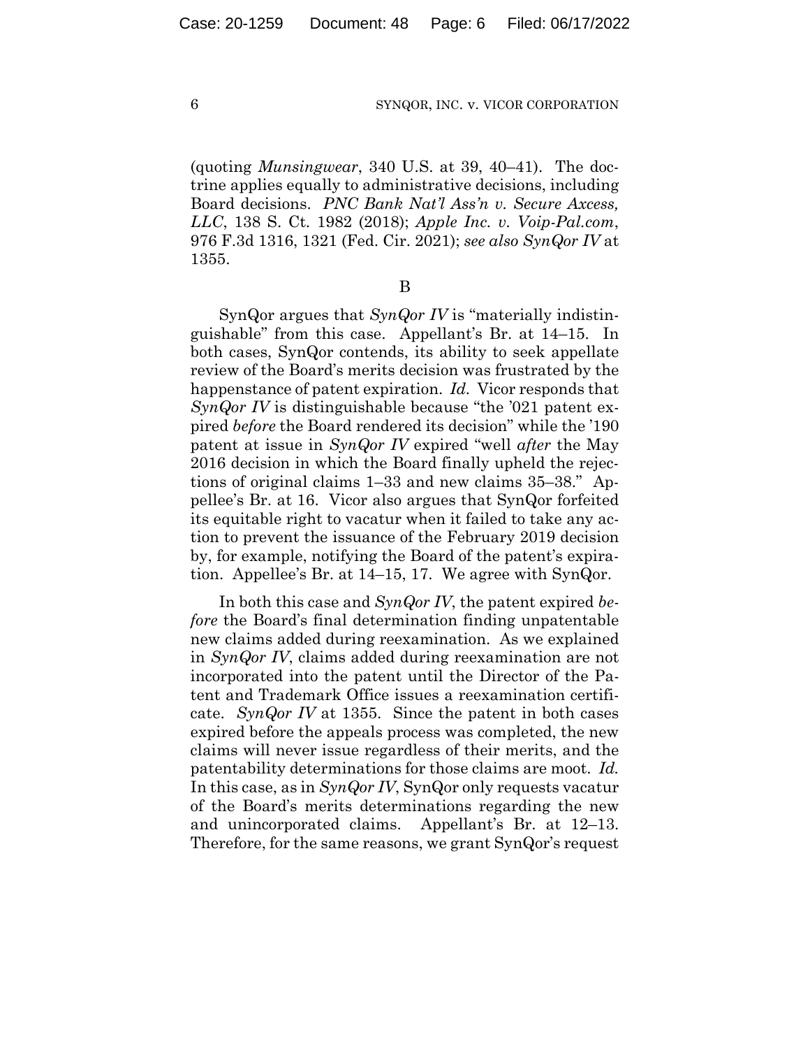(quoting *Munsingwear*, 340 U.S. at 39, 40–41). The doctrine applies equally to administrative decisions, including Board decisions. *PNC Bank Nat'l Ass'n v. Secure Axcess, LLC*, 138 S. Ct. 1982 (2018); *Apple Inc. v. Voip-Pal.com*, 976 F.3d 1316, 1321 (Fed. Cir. 2021); *see also SynQor IV* at 1355.

B

SynQor argues that *SynQor IV* is "materially indistinguishable" from this case. Appellant's Br. at 14–15. In both cases, SynQor contends, its ability to seek appellate review of the Board's merits decision was frustrated by the happenstance of patent expiration. *Id.* Vicor responds that *SynQor IV* is distinguishable because "the '021 patent expired *before* the Board rendered its decision" while the '190 patent at issue in *SynQor IV* expired "well *after* the May 2016 decision in which the Board finally upheld the rejections of original claims 1–33 and new claims 35–38." Appellee's Br. at 16. Vicor also argues that SynQor forfeited its equitable right to vacatur when it failed to take any action to prevent the issuance of the February 2019 decision by, for example, notifying the Board of the patent's expiration. Appellee's Br. at 14–15, 17. We agree with SynQor.

In both this case and *SynQor IV*, the patent expired *before* the Board's final determination finding unpatentable new claims added during reexamination. As we explained in *SynQor IV*, claims added during reexamination are not incorporated into the patent until the Director of the Patent and Trademark Office issues a reexamination certificate. *SynQor IV* at 1355. Since the patent in both cases expired before the appeals process was completed, the new claims will never issue regardless of their merits, and the patentability determinations for those claims are moot. *Id.* In this case, as in *SynQor IV*, SynQor only requests vacatur of the Board's merits determinations regarding the new and unincorporated claims. Appellant's Br. at 12–13. Therefore, for the same reasons, we grant SynQor's request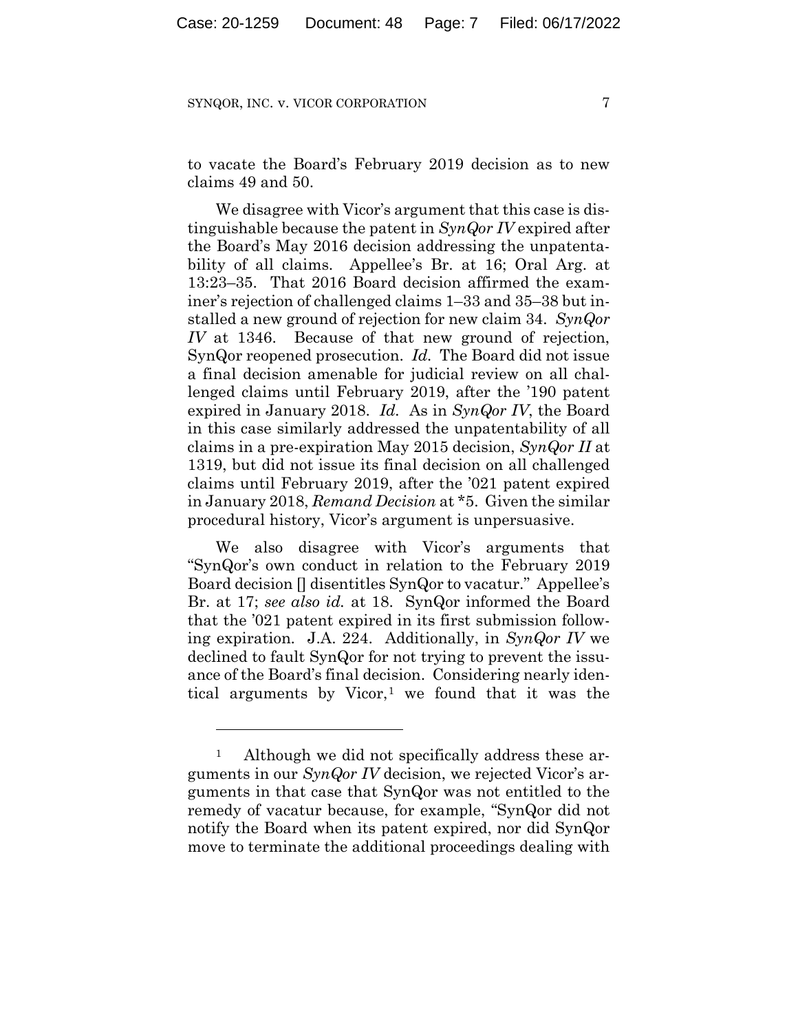to vacate the Board's February 2019 decision as to new claims 49 and 50.

We disagree with Vicor's argument that this case is distinguishable because the patent in *SynQor IV* expired after the Board's May 2016 decision addressing the unpatentability of all claims. Appellee's Br. at 16; Oral Arg. at 13:23–35. That 2016 Board decision affirmed the examiner's rejection of challenged claims 1–33 and 35–38 but installed a new ground of rejection for new claim 34. *SynQor IV* at 1346. Because of that new ground of rejection, SynQor reopened prosecution. *Id.* The Board did not issue a final decision amenable for judicial review on all challenged claims until February 2019, after the '190 patent expired in January 2018. *Id.* As in *SynQor IV*, the Board in this case similarly addressed the unpatentability of all claims in a pre-expiration May 2015 decision, *SynQor II* at 1319, but did not issue its final decision on all challenged claims until February 2019, after the '021 patent expired in January 2018, *Remand Decision* at *5. Given the similar procedural history, Vicor's argument is unpersuasive.

We also disagree with Vicor's arguments that "SynQor's own conduct in relation to the February 2019 Board decision [] disentitles SynQor to vacatur." Appellee's Br. at 17; *see also id.* at 18. SynQor informed the Board that the '021 patent expired in its first submission following expiration. J.A. 224. Additionally, in *SynQor IV* we declined to fault SynQor for not trying to prevent the issuance of the Board's final decision. Considering nearly identical arguments by Vicor,[1] we found that it was the

---

[1] Although we did not specifically address these arguments in our *SynQor IV* decision, we rejected Vicor's arguments in that case that SynQor was not entitled to the remedy of vacatur because, for example, "SynQor did not notify the Board when its patent expired, nor did SynQor move to terminate the additional proceedings dealing with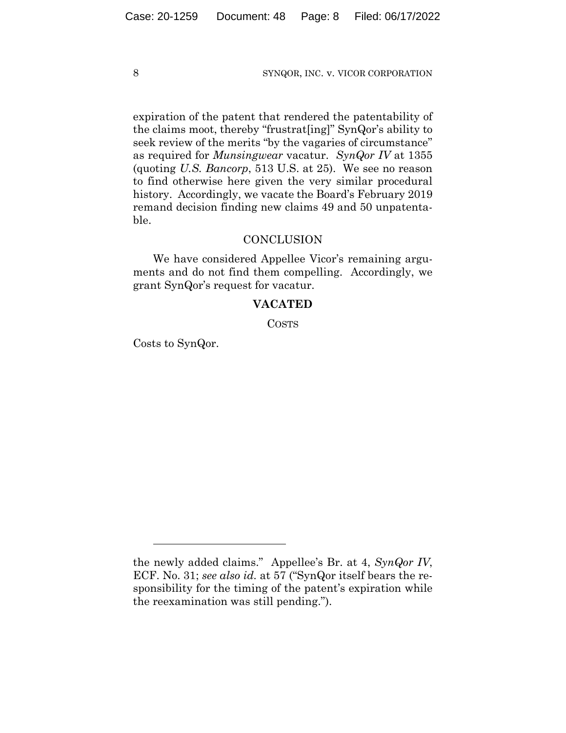expiration of the patent that rendered the patentability of the claims moot, thereby "frustrat[ing]" SynQor's ability to seek review of the merits "by the vagaries of circumstance" as required for *Munsingwear* vacatur. *SynQor IV* at 1355 (quoting *U.S. Bancorp*, 513 U.S. at 25). We see no reason to find otherwise here given the very similar procedural history. Accordingly, we vacate the Board's February 2019 remand decision finding new claims 49 and 50 unpatentable.

## CONCLUSION

We have considered Appellee Vicor's remaining arguments and do not find them compelling. Accordingly, we grant SynQor's request for vacatur.

**VACATED**

COSTS

Costs to SynQor.

---

the newly added claims." Appellee's Br. at 4, *SynQor IV*, ECF. No. 31; *see also id.* at 57 ("SynQor itself bears the responsibility for the timing of the patent's expiration while the reexamination was still pending.").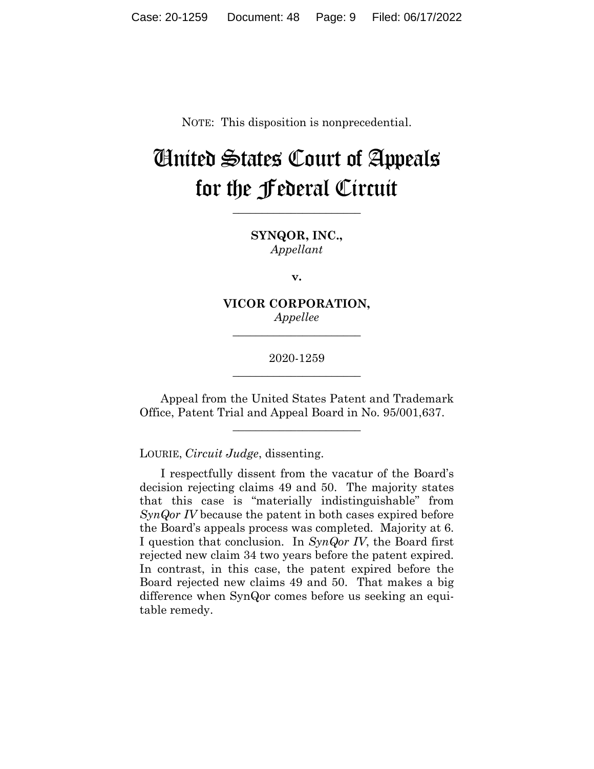NOTE: This disposition is nonprecedential.

# United States Court of Appeals for the Federal Circuit

______________________

**SYNQOR, INC.,**
*Appellant*

**v.**

**VICOR CORPORATION,**
*Appellee*

______________________

2020-1259

______________________

Appeal from the United States Patent and Trademark Office, Patent Trial and Appeal Board in No. 95/001,637.

______________________

LOURIE, *Circuit Judge*, dissenting.

I respectfully dissent from the vacatur of the Board's decision rejecting claims 49 and 50. The majority states that this case is "materially indistinguishable" from *SynQor IV* because the patent in both cases expired before the Board's appeals process was completed. Majority at 6. I question that conclusion. In *SynQor IV*, the Board first rejected new claim 34 two years before the patent expired. In contrast, in this case, the patent expired before the Board rejected new claims 49 and 50. That makes a big difference when SynQor comes before us seeking an equitable remedy.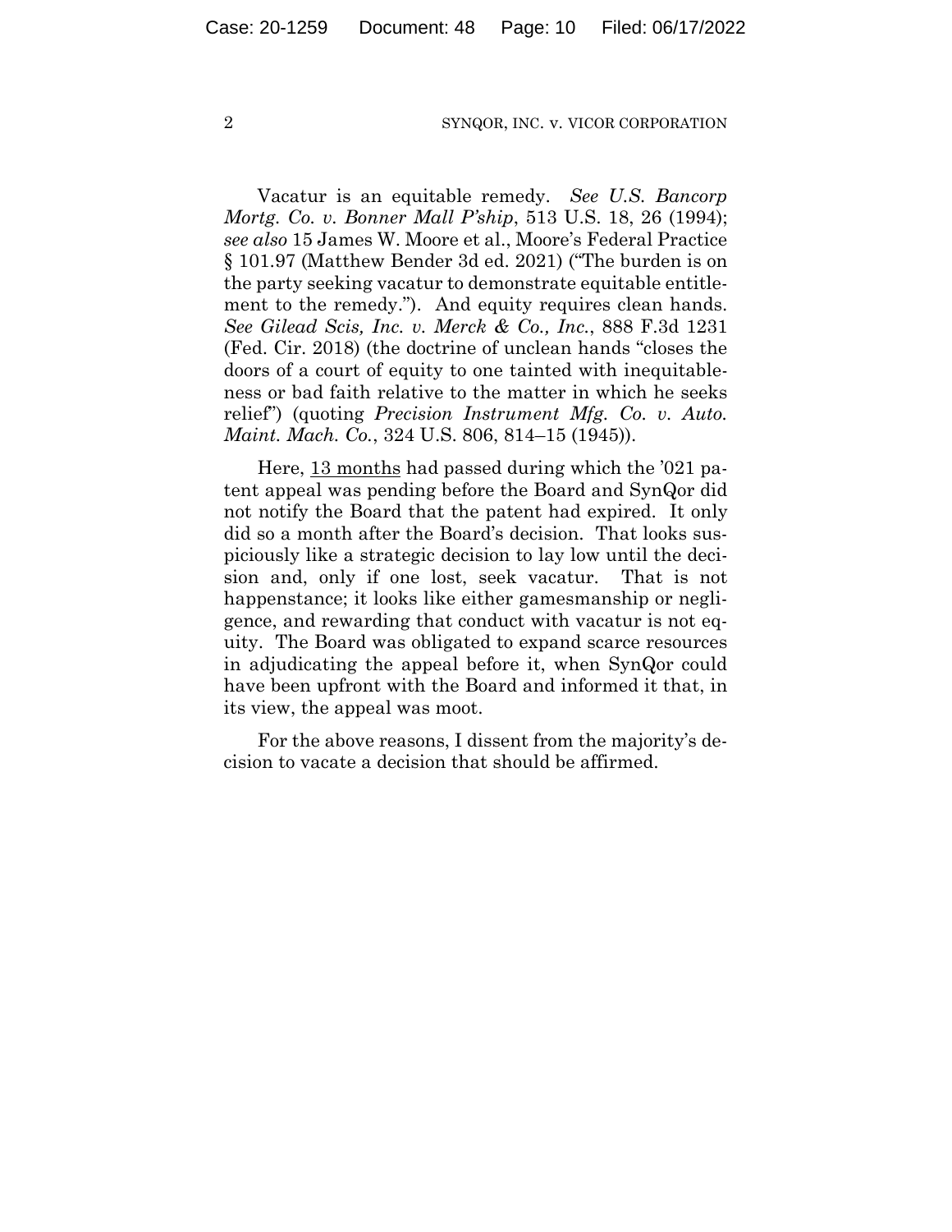Vacatur is an equitable remedy. *See U.S. Bancorp Mortg. Co. v. Bonner Mall P'ship*, 513 U.S. 18, 26 (1994); *see also* 15 James W. Moore et al., Moore's Federal Practice § 101.97 (Matthew Bender 3d ed. 2021) ("The burden is on the party seeking vacatur to demonstrate equitable entitlement to the remedy."). And equity requires clean hands. *See Gilead Scis, Inc. v. Merck & Co., Inc.*, 888 F.3d 1231 (Fed. Cir. 2018) (the doctrine of unclean hands "closes the doors of a court of equity to one tainted with inequitableness or bad faith relative to the matter in which he seeks relief") (quoting *Precision Instrument Mfg. Co. v. Auto. Maint. Mach. Co.*, 324 U.S. 806, 814–15 (1945)).

Here, 13 months had passed during which the '021 patent appeal was pending before the Board and SynQor did not notify the Board that the patent had expired. It only did so a month after the Board's decision. That looks suspiciously like a strategic decision to lay low until the decision and, only if one lost, seek vacatur. That is not happenstance; it looks like either gamesmanship or negligence, and rewarding that conduct with vacatur is not equity. The Board was obligated to expand scarce resources in adjudicating the appeal before it, when SynQor could have been upfront with the Board and informed it that, in its view, the appeal was moot.

For the above reasons, I dissent from the majority's decision to vacate a decision that should be affirmed.